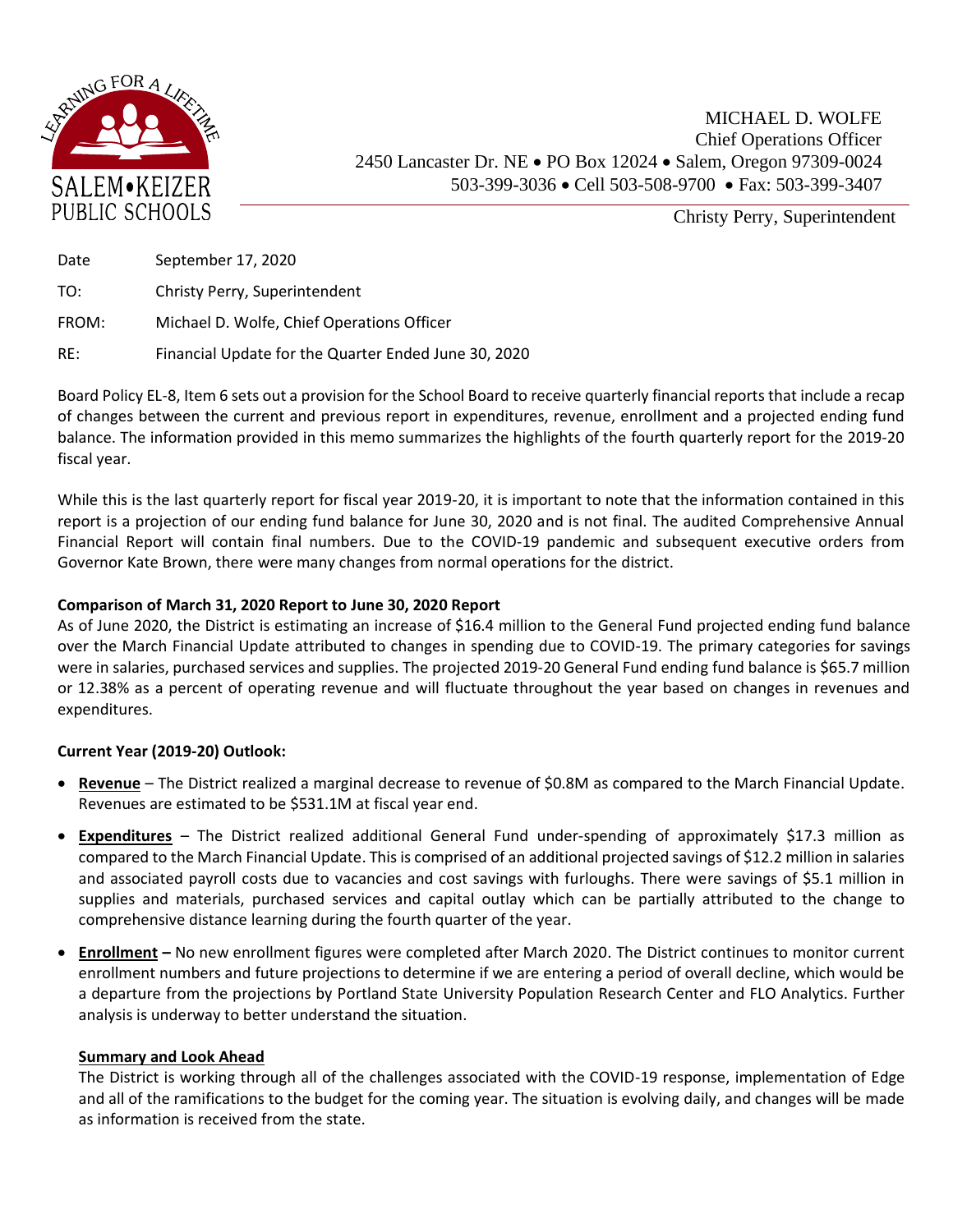SALEM•KEIZER PUBLIC SCHOOLS

LEARNING FOR A LIFETIME

MICHAEL D. WOLFE
Chief Operations Officer
2450 Lancaster Dr. NE • PO Box 12024 • Salem, Oregon 97309-0024
503-399-3036 • Cell 503-508-9700 • Fax: 503-399-3407

Christy Perry, Superintendent

Date September 17, 2020

TO: Christy Perry, Superintendent

FROM: Michael D. Wolfe, Chief Operations Officer

RE: Financial Update for the Quarter Ended June 30, 2020

Board Policy EL-8, Item 6 sets out a provision for the School Board to receive quarterly financial reports that include a recap of changes between the current and previous report in expenditures, revenue, enrollment and a projected ending fund balance. The information provided in this memo summarizes the highlights of the fourth quarterly report for the 2019-20 fiscal year.

While this is the last quarterly report for fiscal year 2019-20, it is important to note that the information contained in this report is a projection of our ending fund balance for June 30, 2020 and is not final. The audited Comprehensive Annual Financial Report will contain final numbers. Due to the COVID-19 pandemic and subsequent executive orders from Governor Kate Brown, there were many changes from normal operations for the district.

**Comparison of March 31, 2020 Report to June 30, 2020 Report**

As of June 2020, the District is estimating an increase of $16.4 million to the General Fund projected ending fund balance over the March Financial Update attributed to changes in spending due to COVID-19. The primary categories for savings were in salaries, purchased services and supplies. The projected 2019-20 General Fund ending fund balance is $65.7 million or 12.38% as a percent of operating revenue and will fluctuate throughout the year based on changes in revenues and expenditures.

**Current Year (2019-20) Outlook:**

- **Revenue** – The District realized a marginal decrease to revenue of $0.8M as compared to the March Financial Update. Revenues are estimated to be $531.1M at fiscal year end.
- **Expenditures** – The District realized additional General Fund under-spending of approximately $17.3 million as compared to the March Financial Update. This is comprised of an additional projected savings of $12.2 million in salaries and associated payroll costs due to vacancies and cost savings with furloughs. There were savings of $5.1 million in supplies and materials, purchased services and capital outlay which can be partially attributed to the change to comprehensive distance learning during the fourth quarter of the year.
- **Enrollment –** No new enrollment figures were completed after March 2020. The District continues to monitor current enrollment numbers and future projections to determine if we are entering a period of overall decline, which would be a departure from the projections by Portland State University Population Research Center and FLO Analytics. Further analysis is underway to better understand the situation.

**Summary and Look Ahead**

The District is working through all of the challenges associated with the COVID-19 response, implementation of Edge and all of the ramifications to the budget for the coming year. The situation is evolving daily, and changes will be made as information is received from the state.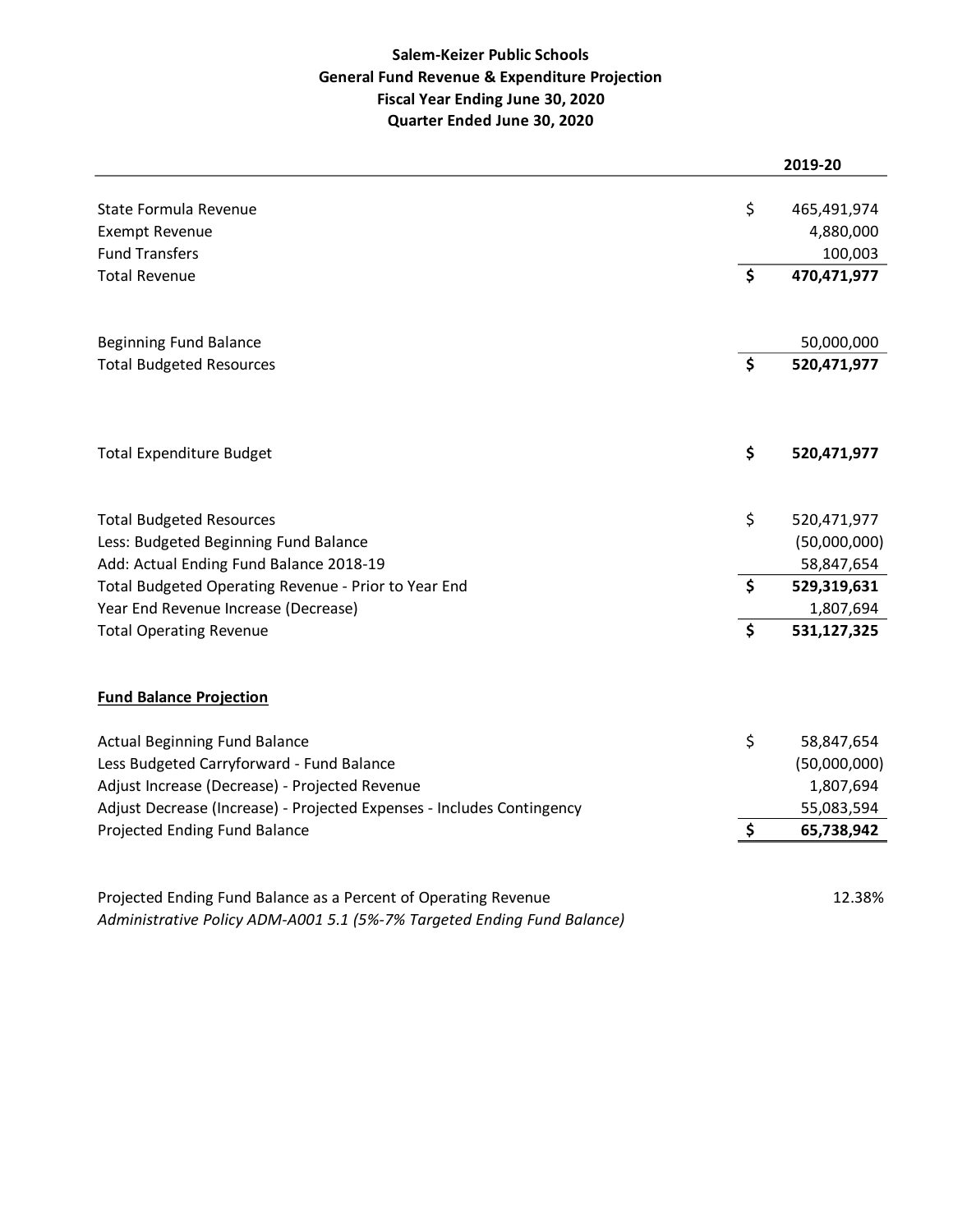**Salem-Keizer Public Schools**
**General Fund Revenue & Expenditure Projection**
**Fiscal Year Ending June 30, 2020**
**Quarter Ended June 30, 2020**

| | | 2019-20 |
|---|---|---|
| State Formula Revenue | $ | 465,491,974 |
| Exempt Revenue | | 4,880,000 |
| Fund Transfers | | 100,003 |
| Total Revenue | **$** | **470,471,977** |
| | | |
| Beginning Fund Balance | | 50,000,000 |
| Total Budgeted Resources | **$** | **520,471,977** |
| | | |
| Total Expenditure Budget | **$** | **520,471,977** |
| | | |
| Total Budgeted Resources | $ | 520,471,977 |
| Less: Budgeted Beginning Fund Balance | | (50,000,000) |
| Add: Actual Ending Fund Balance 2018-19 | | 58,847,654 |
| Total Budgeted Operating Revenue - Prior to Year End | **$** | **529,319,631** |
| Year End Revenue Increase (Decrease) | | 1,807,694 |
| Total Operating Revenue | **$** | **531,127,325** |
| | | |
| **Fund Balance Projection** | | |
| | | |
| Actual Beginning Fund Balance | $ | 58,847,654 |
| Less Budgeted Carryforward - Fund Balance | | (50,000,000) |
| Adjust Increase (Decrease) - Projected Revenue | | 1,807,694 |
| Adjust Decrease (Increase) - Projected Expenses - Includes Contingency | | 55,083,594 |
| Projected Ending Fund Balance | **$** | **65,738,942** |
| | | |
| Projected Ending Fund Balance as a Percent of Operating Revenue | | 12.38% |
| *Administrative Policy ADM-A001 5.1 (5%-7% Targeted Ending Fund Balance)* | | |